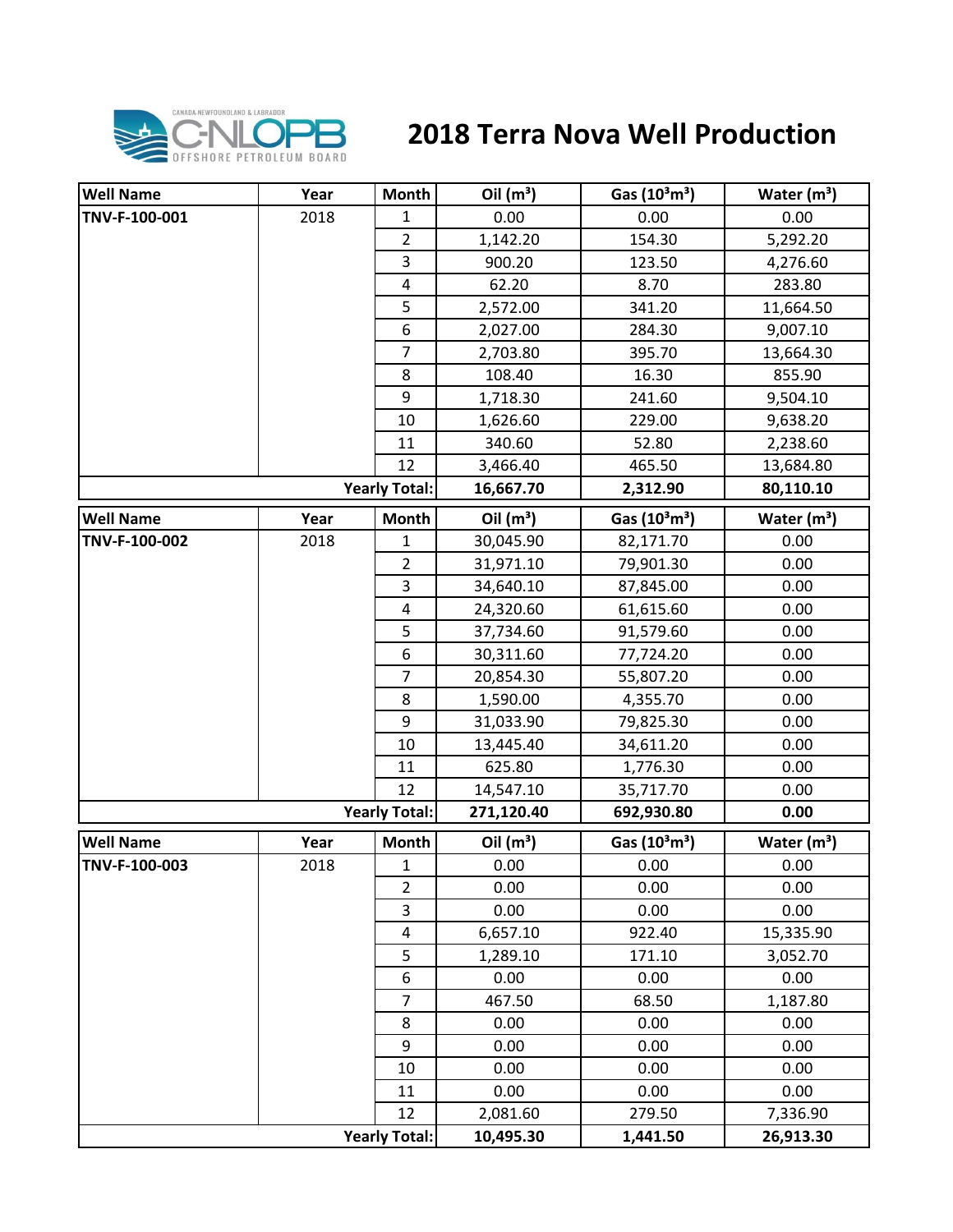# 2018 Terra Nova Well Production

| Well Name | Year | Month | Oil ($m^3$) | Gas ($10^3 m^3$) | Water ($m^3$) |
|---|---|---|---|---|---|
| TNV-F-100-001 | 2018 | 1 | 0.00 | 0.00 | 0.00 |
| | | 2 | 1,142.20 | 154.30 | 5,292.20 |
| | | 3 | 900.20 | 123.50 | 4,276.60 |
| | | 4 | 62.20 | 8.70 | 283.80 |
| | | 5 | 2,572.00 | 341.20 | 11,664.50 |
| | | 6 | 2,027.00 | 284.30 | 9,007.10 |
| | | 7 | 2,703.80 | 395.70 | 13,664.30 |
| | | 8 | 108.40 | 16.30 | 855.90 |
| | | 9 | 1,718.30 | 241.60 | 9,504.10 |
| | | 10 | 1,626.60 | 229.00 | 9,638.20 |
| | | 11 | 340.60 | 52.80 | 2,238.60 |
| | | 12 | 3,466.40 | 465.50 | 13,684.80 |
| | | **Yearly Total:** | **16,667.70** | **2,312.90** | **80,110.10** |

| Well Name | Year | Month | Oil ($m^3$) | Gas ($10^3 m^3$) | Water ($m^3$) |
|---|---|---|---|---|---|
| TNV-F-100-002 | 2018 | 1 | 30,045.90 | 82,171.70 | 0.00 |
| | | 2 | 31,971.10 | 79,901.30 | 0.00 |
| | | 3 | 34,640.10 | 87,845.00 | 0.00 |
| | | 4 | 24,320.60 | 61,615.60 | 0.00 |
| | | 5 | 37,734.60 | 91,579.60 | 0.00 |
| | | 6 | 30,311.60 | 77,724.20 | 0.00 |
| | | 7 | 20,854.30 | 55,807.20 | 0.00 |
| | | 8 | 1,590.00 | 4,355.70 | 0.00 |
| | | 9 | 31,033.90 | 79,825.30 | 0.00 |
| | | 10 | 13,445.40 | 34,611.20 | 0.00 |
| | | 11 | 625.80 | 1,776.30 | 0.00 |
| | | 12 | 14,547.10 | 35,717.70 | 0.00 |
| | | **Yearly Total:** | **271,120.40** | **692,930.80** | **0.00** |

| Well Name | Year | Month | Oil ($m^3$) | Gas ($10^3 m^3$) | Water ($m^3$) |
|---|---|---|---|---|---|
| TNV-F-100-003 | 2018 | 1 | 0.00 | 0.00 | 0.00 |
| | | 2 | 0.00 | 0.00 | 0.00 |
| | | 3 | 0.00 | 0.00 | 0.00 |
| | | 4 | 6,657.10 | 922.40 | 15,335.90 |
| | | 5 | 1,289.10 | 171.10 | 3,052.70 |
| | | 6 | 0.00 | 0.00 | 0.00 |
| | | 7 | 467.50 | 68.50 | 1,187.80 |
| | | 8 | 0.00 | 0.00 | 0.00 |
| | | 9 | 0.00 | 0.00 | 0.00 |
| | | 10 | 0.00 | 0.00 | 0.00 |
| | | 11 | 0.00 | 0.00 | 0.00 |
| | | 12 | 2,081.60 | 279.50 | 7,336.90 |
| | | **Yearly Total:** | **10,495.30** | **1,441.50** | **26,913.30** |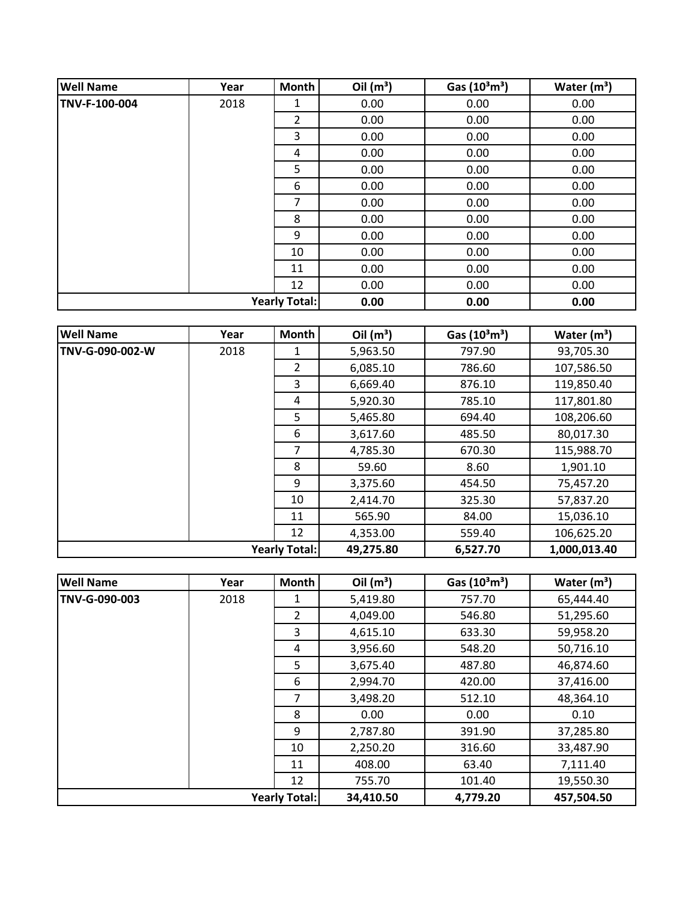| Well Name | Year | Month | Oil ($m^3$) | Gas ($10^3m^3$) | Water ($m^3$) |
|---|---|---|---|---|---|
| TNV-F-100-004 | 2018 | 1 | 0.00 | 0.00 | 0.00 |
| | | 2 | 0.00 | 0.00 | 0.00 |
| | | 3 | 0.00 | 0.00 | 0.00 |
| | | 4 | 0.00 | 0.00 | 0.00 |
| | | 5 | 0.00 | 0.00 | 0.00 |
| | | 6 | 0.00 | 0.00 | 0.00 |
| | | 7 | 0.00 | 0.00 | 0.00 |
| | | 8 | 0.00 | 0.00 | 0.00 |
| | | 9 | 0.00 | 0.00 | 0.00 |
| | | 10 | 0.00 | 0.00 | 0.00 |
| | | 11 | 0.00 | 0.00 | 0.00 |
| | | 12 | 0.00 | 0.00 | 0.00 |
| | | **Yearly Total:** | **0.00** | **0.00** | **0.00** |

| Well Name | Year | Month | Oil ($m^3$) | Gas ($10^3m^3$) | Water ($m^3$) |
|---|---|---|---|---|---|
| TNV-G-090-002-W | 2018 | 1 | 5,963.50 | 797.90 | 93,705.30 |
| | | 2 | 6,085.10 | 786.60 | 107,586.50 |
| | | 3 | 6,669.40 | 876.10 | 119,850.40 |
| | | 4 | 5,920.30 | 785.10 | 117,801.80 |
| | | 5 | 5,465.80 | 694.40 | 108,206.60 |
| | | 6 | 3,617.60 | 485.50 | 80,017.30 |
| | | 7 | 4,785.30 | 670.30 | 115,988.70 |
| | | 8 | 59.60 | 8.60 | 1,901.10 |
| | | 9 | 3,375.60 | 454.50 | 75,457.20 |
| | | 10 | 2,414.70 | 325.30 | 57,837.20 |
| | | 11 | 565.90 | 84.00 | 15,036.10 |
| | | 12 | 4,353.00 | 559.40 | 106,625.20 |
| | | **Yearly Total:** | **49,275.80** | **6,527.70** | **1,000,013.40** |

| Well Name | Year | Month | Oil ($m^3$) | Gas ($10^3m^3$) | Water ($m^3$) |
|---|---|---|---|---|---|
| TNV-G-090-003 | 2018 | 1 | 5,419.80 | 757.70 | 65,444.40 |
| | | 2 | 4,049.00 | 546.80 | 51,295.60 |
| | | 3 | 4,615.10 | 633.30 | 59,958.20 |
| | | 4 | 3,956.60 | 548.20 | 50,716.10 |
| | | 5 | 3,675.40 | 487.80 | 46,874.60 |
| | | 6 | 2,994.70 | 420.00 | 37,416.00 |
| | | 7 | 3,498.20 | 512.10 | 48,364.10 |
| | | 8 | 0.00 | 0.00 | 0.10 |
| | | 9 | 2,787.80 | 391.90 | 37,285.80 |
| | | 10 | 2,250.20 | 316.60 | 33,487.90 |
| | | 11 | 408.00 | 63.40 | 7,111.40 |
| | | 12 | 755.70 | 101.40 | 19,550.30 |
| | | **Yearly Total:** | **34,410.50** | **4,779.20** | **457,504.50** |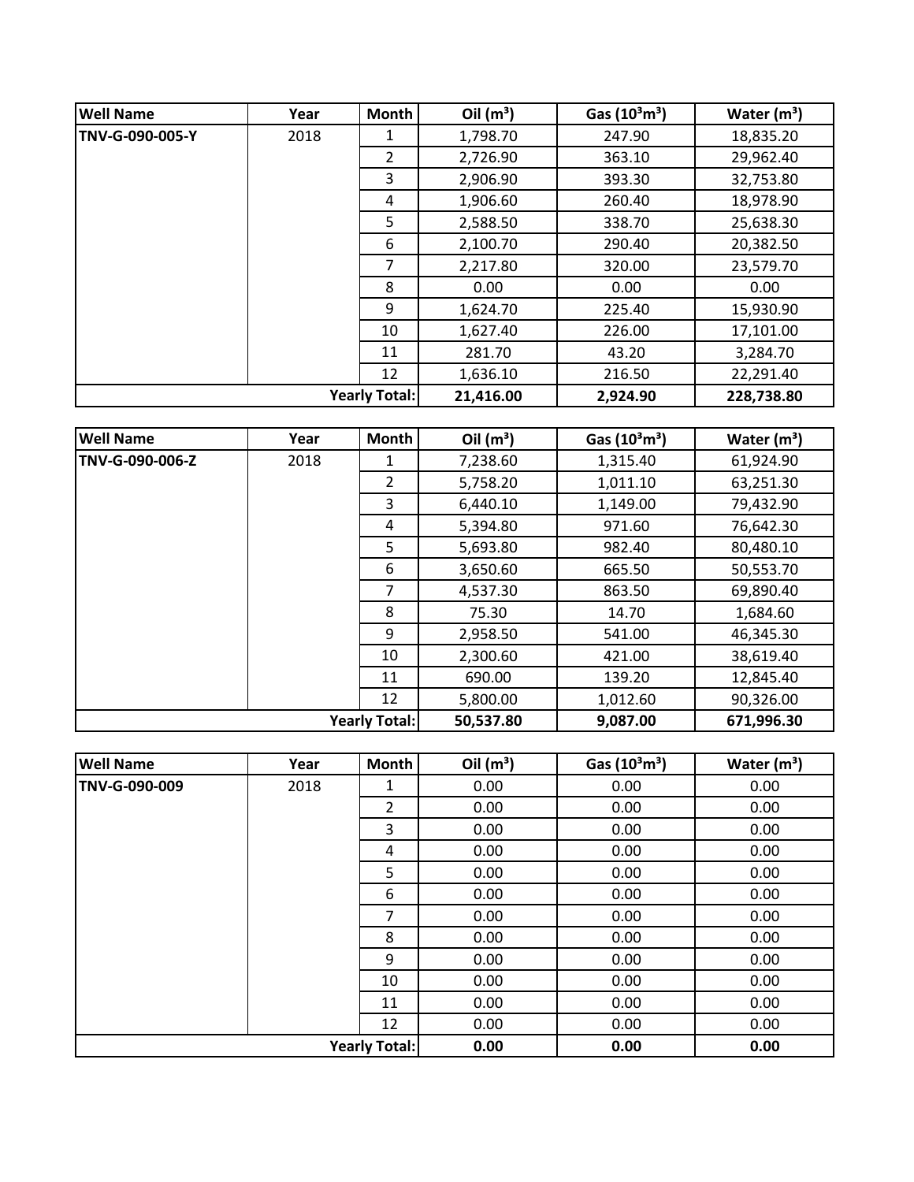| Well Name | Year | Month | Oil ($m^3$) | Gas ($10^3m^3$) | Water ($m^3$) |
| --- | --- | --- | --- | --- | --- |
| TNV-G-090-005-Y | 2018 | 1 | 1,798.70 | 247.90 | 18,835.20 |
| | | 2 | 2,726.90 | 363.10 | 29,962.40 |
| | | 3 | 2,906.90 | 393.30 | 32,753.80 |
| | | 4 | 1,906.60 | 260.40 | 18,978.90 |
| | | 5 | 2,588.50 | 338.70 | 25,638.30 |
| | | 6 | 2,100.70 | 290.40 | 20,382.50 |
| | | 7 | 2,217.80 | 320.00 | 23,579.70 |
| | | 8 | 0.00 | 0.00 | 0.00 |
| | | 9 | 1,624.70 | 225.40 | 15,930.90 |
| | | 10 | 1,627.40 | 226.00 | 17,101.00 |
| | | 11 | 281.70 | 43.20 | 3,284.70 |
| | | 12 | 1,636.10 | 216.50 | 22,291.40 |
| | | **Yearly Total:** | **21,416.00** | **2,924.90** | **228,738.80** |

| Well Name | Year | Month | Oil ($m^3$) | Gas ($10^3m^3$) | Water ($m^3$) |
| --- | --- | --- | --- | --- | --- |
| TNV-G-090-006-Z | 2018 | 1 | 7,238.60 | 1,315.40 | 61,924.90 |
| | | 2 | 5,758.20 | 1,011.10 | 63,251.30 |
| | | 3 | 6,440.10 | 1,149.00 | 79,432.90 |
| | | 4 | 5,394.80 | 971.60 | 76,642.30 |
| | | 5 | 5,693.80 | 982.40 | 80,480.10 |
| | | 6 | 3,650.60 | 665.50 | 50,553.70 |
| | | 7 | 4,537.30 | 863.50 | 69,890.40 |
| | | 8 | 75.30 | 14.70 | 1,684.60 |
| | | 9 | 2,958.50 | 541.00 | 46,345.30 |
| | | 10 | 2,300.60 | 421.00 | 38,619.40 |
| | | 11 | 690.00 | 139.20 | 12,845.40 |
| | | 12 | 5,800.00 | 1,012.60 | 90,326.00 |
| | | **Yearly Total:** | **50,537.80** | **9,087.00** | **671,996.30** |

| Well Name | Year | Month | Oil ($m^3$) | Gas ($10^3m^3$) | Water ($m^3$) |
| --- | --- | --- | --- | --- | --- |
| TNV-G-090-009 | 2018 | 1 | 0.00 | 0.00 | 0.00 |
| | | 2 | 0.00 | 0.00 | 0.00 |
| | | 3 | 0.00 | 0.00 | 0.00 |
| | | 4 | 0.00 | 0.00 | 0.00 |
| | | 5 | 0.00 | 0.00 | 0.00 |
| | | 6 | 0.00 | 0.00 | 0.00 |
| | | 7 | 0.00 | 0.00 | 0.00 |
| | | 8 | 0.00 | 0.00 | 0.00 |
| | | 9 | 0.00 | 0.00 | 0.00 |
| | | 10 | 0.00 | 0.00 | 0.00 |
| | | 11 | 0.00 | 0.00 | 0.00 |
| | | 12 | 0.00 | 0.00 | 0.00 |
| | | **Yearly Total:** | **0.00** | **0.00** | **0.00** |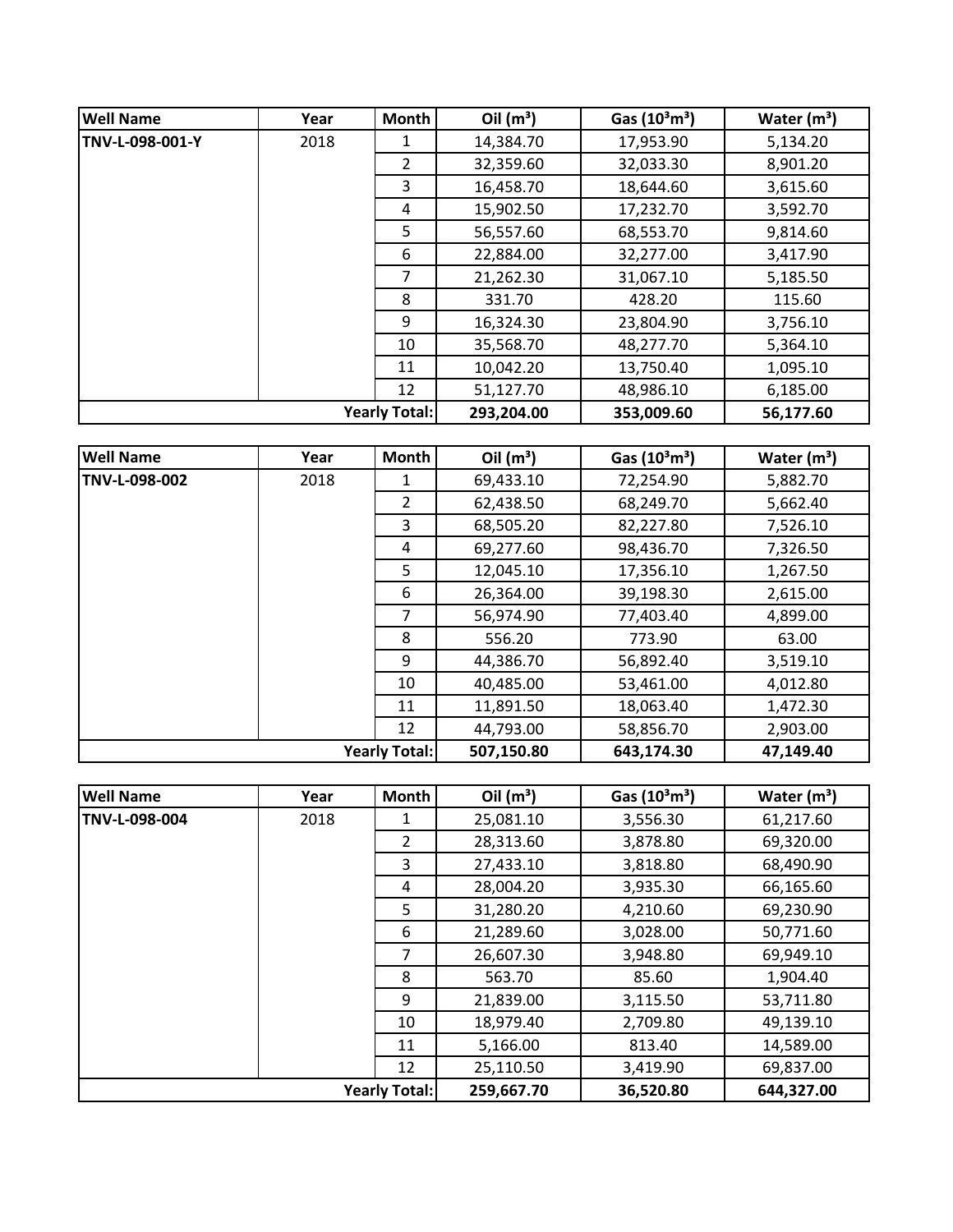| Well Name | Year | Month | Oil ($m^3$) | Gas ($10^3m^3$) | Water ($m^3$) |
|---|---|---|---|---|---|
| **TNV-L-098-001-Y** | 2018 | 1 | 14,384.70 | 17,953.90 | 5,134.20 |
| | | 2 | 32,359.60 | 32,033.30 | 8,901.20 |
| | | 3 | 16,458.70 | 18,644.60 | 3,615.60 |
| | | 4 | 15,902.50 | 17,232.70 | 3,592.70 |
| | | 5 | 56,557.60 | 68,553.70 | 9,814.60 |
| | | 6 | 22,884.00 | 32,277.00 | 3,417.90 |
| | | 7 | 21,262.30 | 31,067.10 | 5,185.50 |
| | | 8 | 331.70 | 428.20 | 115.60 |
| | | 9 | 16,324.30 | 23,804.90 | 3,756.10 |
| | | 10 | 35,568.70 | 48,277.70 | 5,364.10 |
| | | 11 | 10,042.20 | 13,750.40 | 1,095.10 |
| | | 12 | 51,127.70 | 48,986.10 | 6,185.00 |
| | | **Yearly Total:** | **293,204.00** | **353,009.60** | **56,177.60** |

| Well Name | Year | Month | Oil ($m^3$) | Gas ($10^3m^3$) | Water ($m^3$) |
|---|---|---|---|---|---|
| **TNV-L-098-002** | 2018 | 1 | 69,433.10 | 72,254.90 | 5,882.70 |
| | | 2 | 62,438.50 | 68,249.70 | 5,662.40 |
| | | 3 | 68,505.20 | 82,227.80 | 7,526.10 |
| | | 4 | 69,277.60 | 98,436.70 | 7,326.50 |
| | | 5 | 12,045.10 | 17,356.10 | 1,267.50 |
| | | 6 | 26,364.00 | 39,198.30 | 2,615.00 |
| | | 7 | 56,974.90 | 77,403.40 | 4,899.00 |
| | | 8 | 556.20 | 773.90 | 63.00 |
| | | 9 | 44,386.70 | 56,892.40 | 3,519.10 |
| | | 10 | 40,485.00 | 53,461.00 | 4,012.80 |
| | | 11 | 11,891.50 | 18,063.40 | 1,472.30 |
| | | 12 | 44,793.00 | 58,856.70 | 2,903.00 |
| | | **Yearly Total:** | **507,150.80** | **643,174.30** | **47,149.40** |

| Well Name | Year | Month | Oil ($m^3$) | Gas ($10^3m^3$) | Water ($m^3$) |
|---|---|---|---|---|---|
| **TNV-L-098-004** | 2018 | 1 | 25,081.10 | 3,556.30 | 61,217.60 |
| | | 2 | 28,313.60 | 3,878.80 | 69,320.00 |
| | | 3 | 27,433.10 | 3,818.80 | 68,490.90 |
| | | 4 | 28,004.20 | 3,935.30 | 66,165.60 |
| | | 5 | 31,280.20 | 4,210.60 | 69,230.90 |
| | | 6 | 21,289.60 | 3,028.00 | 50,771.60 |
| | | 7 | 26,607.30 | 3,948.80 | 69,949.10 |
| | | 8 | 563.70 | 85.60 | 1,904.40 |
| | | 9 | 21,839.00 | 3,115.50 | 53,711.80 |
| | | 10 | 18,979.40 | 2,709.80 | 49,139.10 |
| | | 11 | 5,166.00 | 813.40 | 14,589.00 |
| | | 12 | 25,110.50 | 3,419.90 | 69,837.00 |
| | | **Yearly Total:** | **259,667.70** | **36,520.80** | **644,327.00** |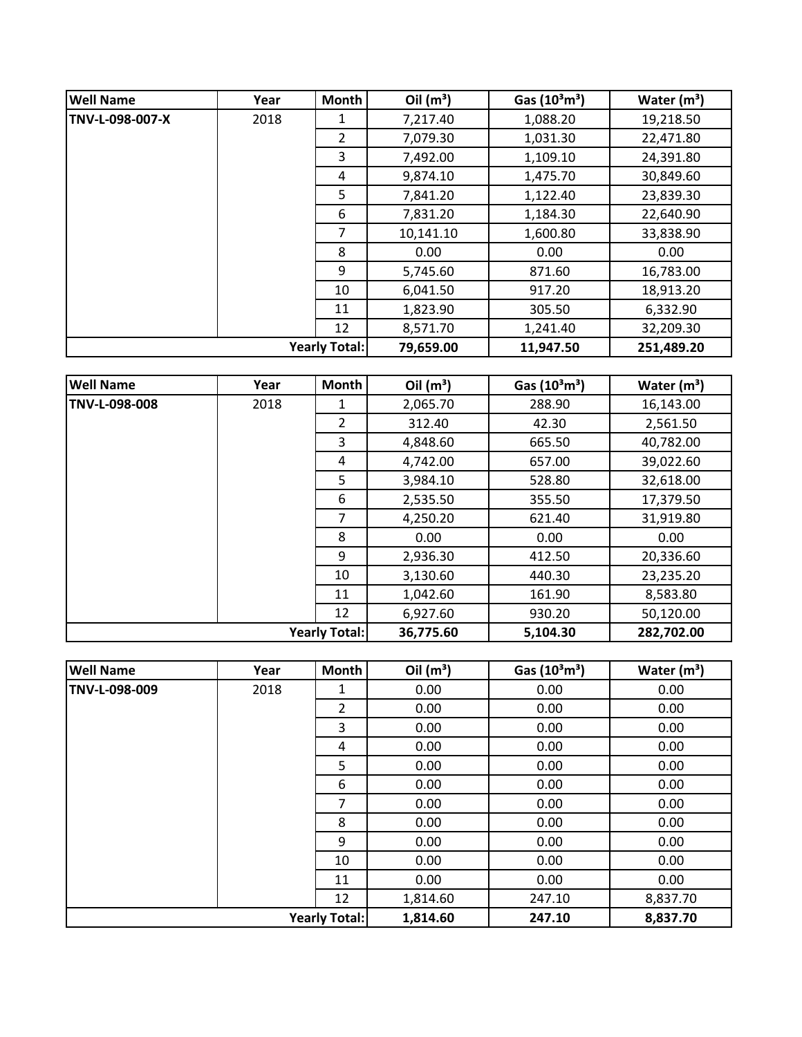| Well Name | Year | Month | Oil ($m^3$) | Gas ($10^3m^3$) | Water ($m^3$) |
|---|---|---|---|---|---|
| **TNV-L-098-007-X** | 2018 | 1 | 7,217.40 | 1,088.20 | 19,218.50 |
| | | 2 | 7,079.30 | 1,031.30 | 22,471.80 |
| | | 3 | 7,492.00 | 1,109.10 | 24,391.80 |
| | | 4 | 9,874.10 | 1,475.70 | 30,849.60 |
| | | 5 | 7,841.20 | 1,122.40 | 23,839.30 |
| | | 6 | 7,831.20 | 1,184.30 | 22,640.90 |
| | | 7 | 10,141.10 | 1,600.80 | 33,838.90 |
| | | 8 | 0.00 | 0.00 | 0.00 |
| | | 9 | 5,745.60 | 871.60 | 16,783.00 |
| | | 10 | 6,041.50 | 917.20 | 18,913.20 |
| | | 11 | 1,823.90 | 305.50 | 6,332.90 |
| | | 12 | 8,571.70 | 1,241.40 | 32,209.30 |
| | | **Yearly Total:** | **79,659.00** | **11,947.50** | **251,489.20** |

| Well Name | Year | Month | Oil ($m^3$) | Gas ($10^3m^3$) | Water ($m^3$) |
|---|---|---|---|---|---|
| **TNV-L-098-008** | 2018 | 1 | 2,065.70 | 288.90 | 16,143.00 |
| | | 2 | 312.40 | 42.30 | 2,561.50 |
| | | 3 | 4,848.60 | 665.50 | 40,782.00 |
| | | 4 | 4,742.00 | 657.00 | 39,022.60 |
| | | 5 | 3,984.10 | 528.80 | 32,618.00 |
| | | 6 | 2,535.50 | 355.50 | 17,379.50 |
| | | 7 | 4,250.20 | 621.40 | 31,919.80 |
| | | 8 | 0.00 | 0.00 | 0.00 |
| | | 9 | 2,936.30 | 412.50 | 20,336.60 |
| | | 10 | 3,130.60 | 440.30 | 23,235.20 |
| | | 11 | 1,042.60 | 161.90 | 8,583.80 |
| | | 12 | 6,927.60 | 930.20 | 50,120.00 |
| | | **Yearly Total:** | **36,775.60** | **5,104.30** | **282,702.00** |

| Well Name | Year | Month | Oil ($m^3$) | Gas ($10^3m^3$) | Water ($m^3$) |
|---|---|---|---|---|---|
| **TNV-L-098-009** | 2018 | 1 | 0.00 | 0.00 | 0.00 |
| | | 2 | 0.00 | 0.00 | 0.00 |
| | | 3 | 0.00 | 0.00 | 0.00 |
| | | 4 | 0.00 | 0.00 | 0.00 |
| | | 5 | 0.00 | 0.00 | 0.00 |
| | | 6 | 0.00 | 0.00 | 0.00 |
| | | 7 | 0.00 | 0.00 | 0.00 |
| | | 8 | 0.00 | 0.00 | 0.00 |
| | | 9 | 0.00 | 0.00 | 0.00 |
| | | 10 | 0.00 | 0.00 | 0.00 |
| | | 11 | 0.00 | 0.00 | 0.00 |
| | | 12 | 1,814.60 | 247.10 | 8,837.70 |
| | | **Yearly Total:** | **1,814.60** | **247.10** | **8,837.70** |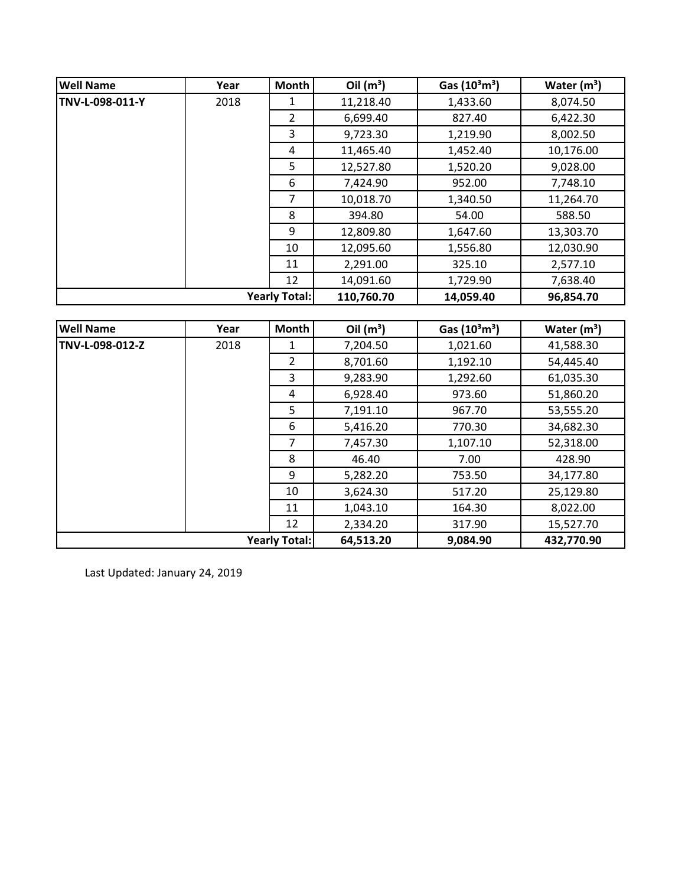| Well Name | Year | Month | Oil ($m^3$) | Gas ($10^3m^3$) | Water ($m^3$) |
|---|---|---|---|---|---|
| **TNV-L-098-011-Y** | 2018 | 1 | 11,218.40 | 1,433.60 | 8,074.50 |
| | | 2 | 6,699.40 | 827.40 | 6,422.30 |
| | | 3 | 9,723.30 | 1,219.90 | 8,002.50 |
| | | 4 | 11,465.40 | 1,452.40 | 10,176.00 |
| | | 5 | 12,527.80 | 1,520.20 | 9,028.00 |
| | | 6 | 7,424.90 | 952.00 | 7,748.10 |
| | | 7 | 10,018.70 | 1,340.50 | 11,264.70 |
| | | 8 | 394.80 | 54.00 | 588.50 |
| | | 9 | 12,809.80 | 1,647.60 | 13,303.70 |
| | | 10 | 12,095.60 | 1,556.80 | 12,030.90 |
| | | 11 | 2,291.00 | 325.10 | 2,577.10 |
| | | 12 | 14,091.60 | 1,729.90 | 7,638.40 |
| | | **Yearly Total:** | **110,760.70** | **14,059.40** | **96,854.70** |

| Well Name | Year | Month | Oil ($m^3$) | Gas ($10^3m^3$) | Water ($m^3$) |
|---|---|---|---|---|---|
| **TNV-L-098-012-Z** | 2018 | 1 | 7,204.50 | 1,021.60 | 41,588.30 |
| | | 2 | 8,701.60 | 1,192.10 | 54,445.40 |
| | | 3 | 9,283.90 | 1,292.60 | 61,035.30 |
| | | 4 | 6,928.40 | 973.60 | 51,860.20 |
| | | 5 | 7,191.10 | 967.70 | 53,555.20 |
| | | 6 | 5,416.20 | 770.30 | 34,682.30 |
| | | 7 | 7,457.30 | 1,107.10 | 52,318.00 |
| | | 8 | 46.40 | 7.00 | 428.90 |
| | | 9 | 5,282.20 | 753.50 | 34,177.80 |
| | | 10 | 3,624.30 | 517.20 | 25,129.80 |
| | | 11 | 1,043.10 | 164.30 | 8,022.00 |
| | | 12 | 2,334.20 | 317.90 | 15,527.70 |
| | | **Yearly Total:** | **64,513.20** | **9,084.90** | **432,770.90** |

Last Updated: January 24, 2019